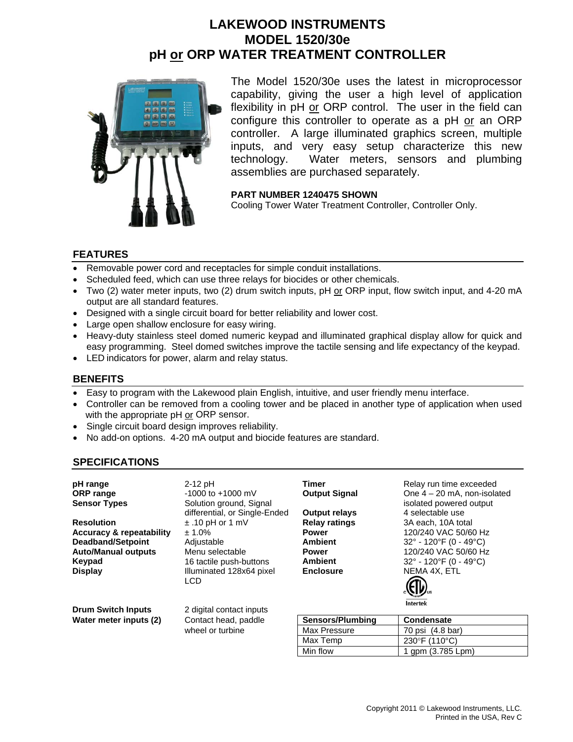# LAKEWOOD INSTRUMENTS
# MODEL 1520/30e
# pH or ORP WATER TREATMENT CONTROLLER

The Model 1520/30e uses the latest in microprocessor capability, giving the user a high level of application flexibility in pH or ORP control. The user in the field can configure this controller to operate as a pH or an ORP controller. A large illuminated graphics screen, multiple inputs, and very easy setup characterize this new technology. Water meters, sensors and plumbing assemblies are purchased separately.

**PART NUMBER 1240475 SHOWN**
Cooling Tower Water Treatment Controller, Controller Only.

## FEATURES

- Removable power cord and receptacles for simple conduit installations.
- Scheduled feed, which can use three relays for biocides or other chemicals.
- Two (2) water meter inputs, two (2) drum switch inputs, pH or ORP input, flow switch input, and 4-20 mA output are all standard features.
- Designed with a single circuit board for better reliability and lower cost.
- Large open shallow enclosure for easy wiring.
- Heavy-duty stainless steel domed numeric keypad and illuminated graphical display allow for quick and easy programming. Steel domed switches improve the tactile sensing and life expectancy of the keypad.
- LED indicators for power, alarm and relay status.

## BENEFITS

- Easy to program with the Lakewood plain English, intuitive, and user friendly menu interface.
- Controller can be removed from a cooling tower and be placed in another type of application when used with the appropriate pH or ORP sensor.
- Single circuit board design improves reliability.
- No add-on options. 4-20 mA output and biocide features are standard.

## SPECIFICATIONS

**pH range**: 2-12 pH
**ORP range**: -1000 to +1000 mV
**Sensor Types**: Solution ground, Signal differential, or Single-Ended
**Resolution**: ± .10 pH or 1 mV
**Accuracy & repeatability**: ± 1.0%
**Deadband/Setpoint**: Adjustable
**Auto/Manual outputs**: Menu selectable
**Keypad**: 16 tactile push-buttons
**Display**: Illuminated 128x64 pixel LCD

**Drum Switch Inputs**: 2 digital contact inputs
**Water meter inputs (2)**: Contact head, paddle wheel or turbine

**Timer**: Relay run time exceeded
**Output Signal**: One 4 – 20 mA, non-isolated isolated powered output
**Output relays**: 4 selectable use
**Relay ratings**: 3A each, 10A total
**Power**: 120/240 VAC 50/60 Hz
**Ambient**: 32° - 120°F (0 - 49°C)
**Power**: 120/240 VAC 50/60 Hz
**Ambient**: 32° - 120°F (0 - 49°C)
**Enclosure**: NEMA 4X, ETL

| Sensors/Plumbing | Condensate |
|---|---|
| Max Pressure | 70 psi (4.8 bar) |
| Max Temp | 230°F (110°C) |
| Min flow | 1 gpm (3.785 Lpm) |

Copyright 2011 © Lakewood Instruments, LLC.
Printed in the USA, Rev C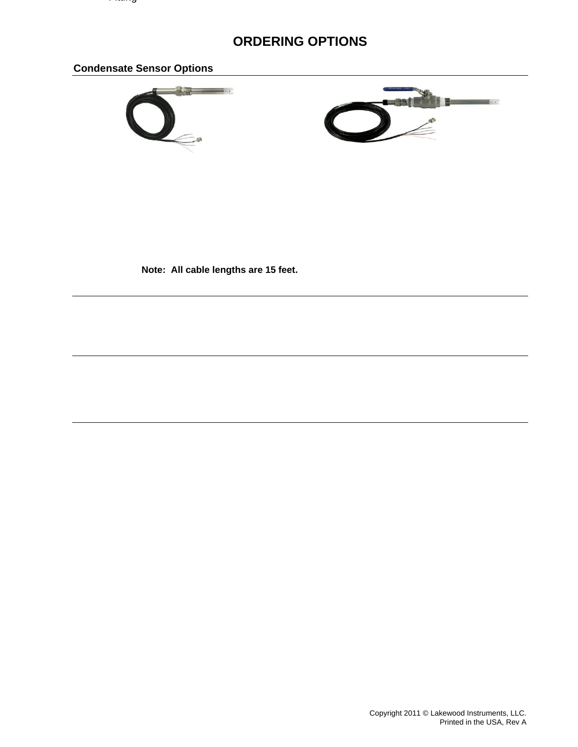# ORDERING OPTIONS

## Condensate Sensor Options

Note: All cable lengths are 15 feet.